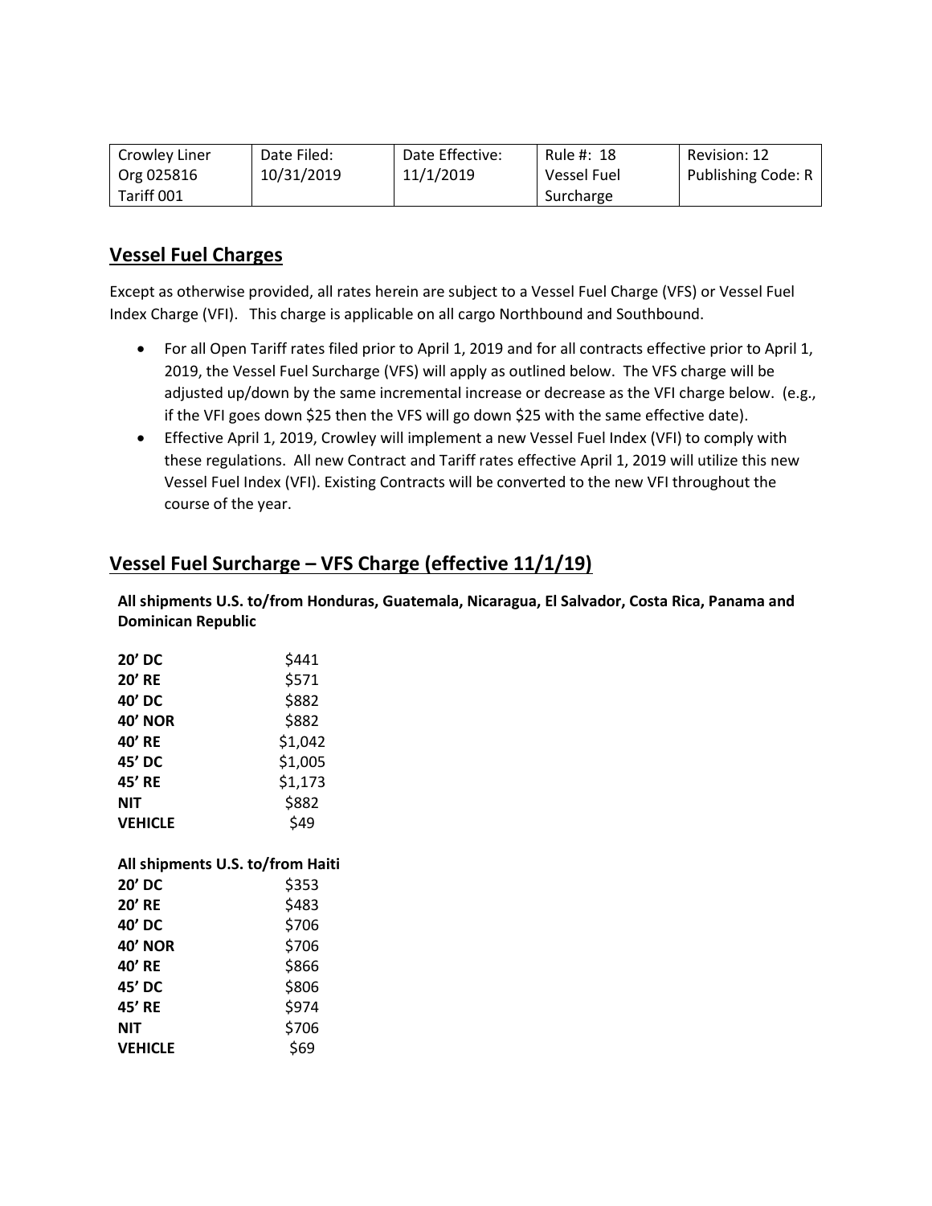| Crowley Liner Org 025816 Tariff 001 | Date Filed: 10/31/2019 | Date Effective: 11/1/2019 | Rule #: 18 Vessel Fuel Surcharge | Revision: 12 Publishing Code: R |
|---|---|---|---|---|

## Vessel Fuel Charges

Except as otherwise provided, all rates herein are subject to a Vessel Fuel Charge (VFS) or Vessel Fuel Index Charge (VFI). This charge is applicable on all cargo Northbound and Southbound.

- For all Open Tariff rates filed prior to April 1, 2019 and for all contracts effective prior to April 1, 2019, the Vessel Fuel Surcharge (VFS) will apply as outlined below. The VFS charge will be adjusted up/down by the same incremental increase or decrease as the VFI charge below. (e.g., if the VFI goes down $25 then the VFS will go down $25 with the same effective date).
- Effective April 1, 2019, Crowley will implement a new Vessel Fuel Index (VFI) to comply with these regulations. All new Contract and Tariff rates effective April 1, 2019 will utilize this new Vessel Fuel Index (VFI). Existing Contracts will be converted to the new VFI throughout the course of the year.

## Vessel Fuel Surcharge – VFS Charge (effective 11/1/19)

**All shipments U.S. to/from Honduras, Guatemala, Nicaragua, El Salvador, Costa Rica, Panama and Dominican Republic**

| | |
|---|---|
| **20' DC** | $441 |
| **20' RE** | $571 |
| **40' DC** | $882 |
| **40' NOR** | $882 |
| **40' RE** | $1,042 |
| **45' DC** | $1,005 |
| **45' RE** | $1,173 |
| **NIT** | $882 |
| **VEHICLE** | $49 |

**All shipments U.S. to/from Haiti**

| | |
|---|---|
| **20' DC** | $353 |
| **20' RE** | $483 |
| **40' DC** | $706 |
| **40' NOR** | $706 |
| **40' RE** | $866 |
| **45' DC** | $806 |
| **45' RE** | $974 |
| **NIT** | $706 |
| **VEHICLE** | $69 |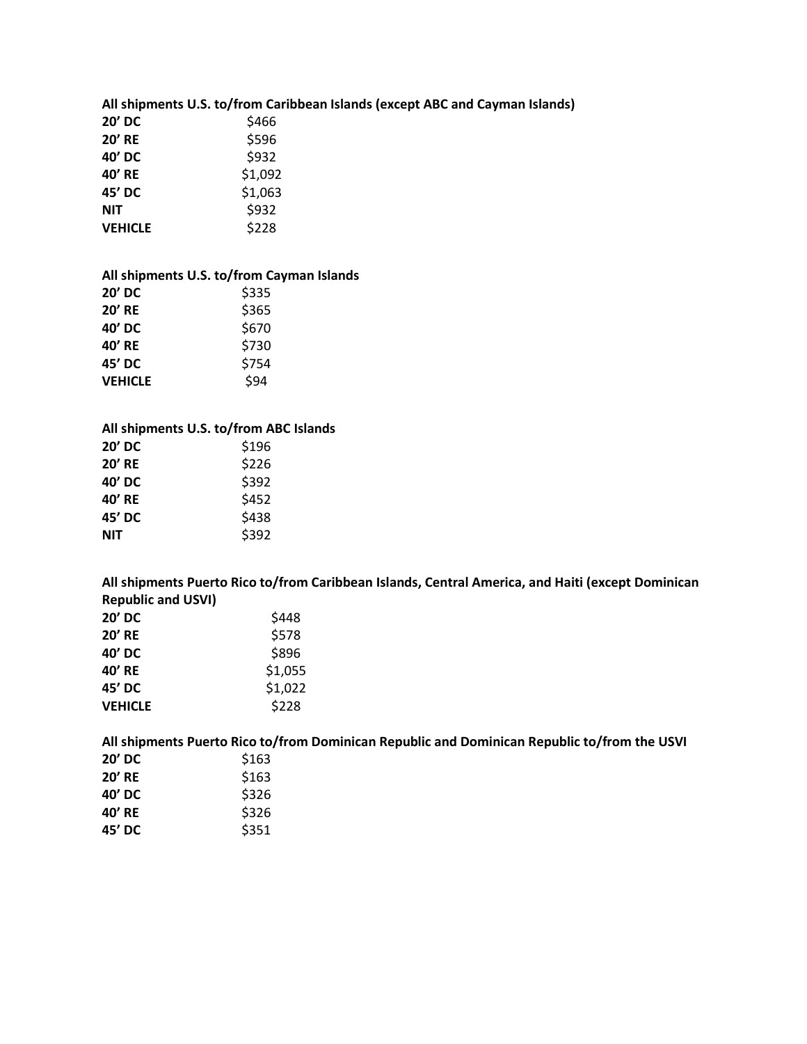**All shipments U.S. to/from Caribbean Islands (except ABC and Cayman Islands)**

| | |
|---|---|
| **20' DC** | $466 |
| **20' RE** | $596 |
| **40' DC** | $932 |
| **40' RE** | $1,092 |
| **45' DC** | $1,063 |
| **NIT** | $932 |
| **VEHICLE** | $228 |

**All shipments U.S. to/from Cayman Islands**

| | |
|---|---|
| **20' DC** | $335 |
| **20' RE** | $365 |
| **40' DC** | $670 |
| **40' RE** | $730 |
| **45' DC** | $754 |
| **VEHICLE** | $94 |

**All shipments U.S. to/from ABC Islands**

| | |
|---|---|
| **20' DC** | $196 |
| **20' RE** | $226 |
| **40' DC** | $392 |
| **40' RE** | $452 |
| **45' DC** | $438 |
| **NIT** | $392 |

**All shipments Puerto Rico to/from Caribbean Islands, Central America, and Haiti (except Dominican Republic and USVI)**

| | |
|---|---|
| **20' DC** | $448 |
| **20' RE** | $578 |
| **40' DC** | $896 |
| **40' RE** | $1,055 |
| **45' DC** | $1,022 |
| **VEHICLE** | $228 |

**All shipments Puerto Rico to/from Dominican Republic and Dominican Republic to/from the USVI**

| | |
|---|---|
| **20' DC** | $163 |
| **20' RE** | $163 |
| **40' DC** | $326 |
| **40' RE** | $326 |
| **45' DC** | $351 |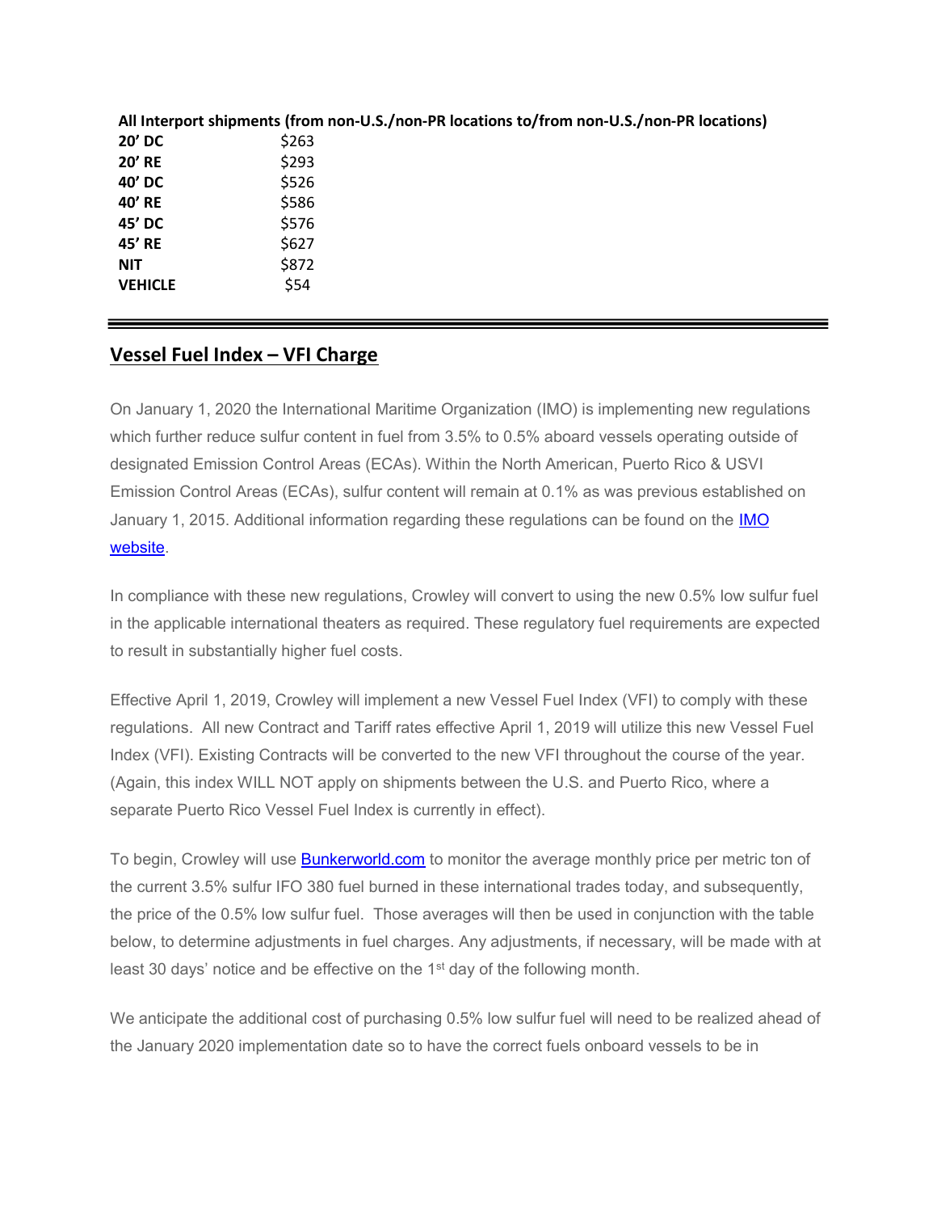**All Interport shipments (from non-U.S./non-PR locations to/from non-U.S./non-PR locations)**

| | |
|---|---|
| **20' DC** | $263 |
| **20' RE** | $293 |
| **40' DC** | $526 |
| **40' RE** | $586 |
| **45' DC** | $576 |
| **45' RE** | $627 |
| **NIT** | $872 |
| **VEHICLE** | $54 |

---

## Vessel Fuel Index – VFI Charge

On January 1, 2020 the International Maritime Organization (IMO) is implementing new regulations which further reduce sulfur content in fuel from 3.5% to 0.5% aboard vessels operating outside of designated Emission Control Areas (ECAs). Within the North American, Puerto Rico & USVI Emission Control Areas (ECAs), sulfur content will remain at 0.1% as was previous established on January 1, 2015. Additional information regarding these regulations can be found on the IMO website.

In compliance with these new regulations, Crowley will convert to using the new 0.5% low sulfur fuel in the applicable international theaters as required. These regulatory fuel requirements are expected to result in substantially higher fuel costs.

Effective April 1, 2019, Crowley will implement a new Vessel Fuel Index (VFI) to comply with these regulations. All new Contract and Tariff rates effective April 1, 2019 will utilize this new Vessel Fuel Index (VFI). Existing Contracts will be converted to the new VFI throughout the course of the year. (Again, this index WILL NOT apply on shipments between the U.S. and Puerto Rico, where a separate Puerto Rico Vessel Fuel Index is currently in effect).

To begin, Crowley will use Bunkerworld.com to monitor the average monthly price per metric ton of the current 3.5% sulfur IFO 380 fuel burned in these international trades today, and subsequently, the price of the 0.5% low sulfur fuel. Those averages will then be used in conjunction with the table below, to determine adjustments in fuel charges. Any adjustments, if necessary, will be made with at least 30 days' notice and be effective on the 1st day of the following month.

We anticipate the additional cost of purchasing 0.5% low sulfur fuel will need to be realized ahead of the January 2020 implementation date so to have the correct fuels onboard vessels to be in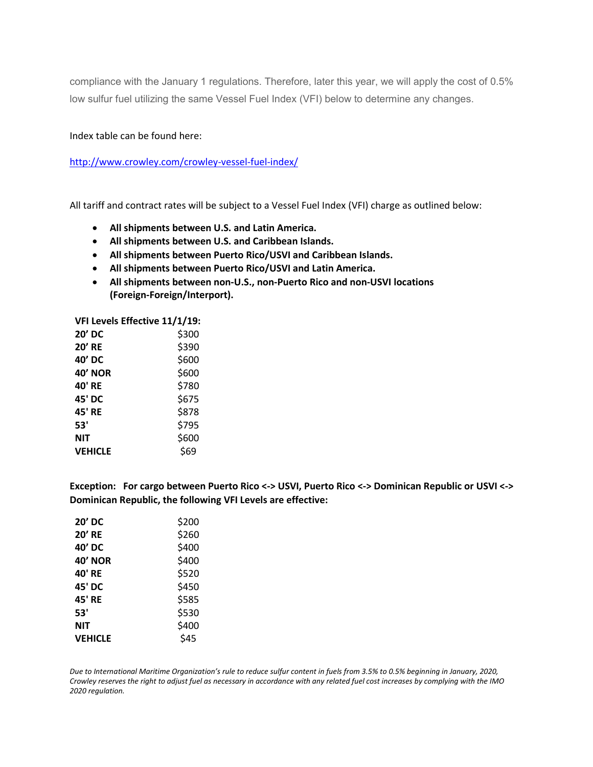compliance with the January 1 regulations. Therefore, later this year, we will apply the cost of 0.5% low sulfur fuel utilizing the same Vessel Fuel Index (VFI) below to determine any changes.

Index table can be found here:

[http://www.crowley.com/crowley-vessel-fuel-index/](http://www.crowley.com/crowley-vessel-fuel-index/)

All tariff and contract rates will be subject to a Vessel Fuel Index (VFI) charge as outlined below:

- **All shipments between U.S. and Latin America.**
- **All shipments between U.S. and Caribbean Islands.**
- **All shipments between Puerto Rico/USVI and Caribbean Islands.**
- **All shipments between Puerto Rico/USVI and Latin America.**
- **All shipments between non-U.S., non-Puerto Rico and non-USVI locations (Foreign-Foreign/Interport).**

| **VFI Levels Effective 11/1/19:** | |
|---|---|
| **20' DC** | $300 |
| **20' RE** | $390 |
| **40' DC** | $600 |
| **40' NOR** | $600 |
| **40' RE** | $780 |
| **45' DC** | $675 |
| **45' RE** | $878 |
| **53'** | $795 |
| **NIT** | $600 |
| **VEHICLE** | $69 |

**Exception: For cargo between Puerto Rico <-> USVI, Puerto Rico <-> Dominican Republic or USVI <-> Dominican Republic, the following VFI Levels are effective:**

| | |
|---|---|
| **20' DC** | $200 |
| **20' RE** | $260 |
| **40' DC** | $400 |
| **40' NOR** | $400 |
| **40' RE** | $520 |
| **45' DC** | $450 |
| **45' RE** | $585 |
| **53'** | $530 |
| **NIT** | $400 |
| **VEHICLE** | $45 |

*Due to International Maritime Organization's rule to reduce sulfur content in fuels from 3.5% to 0.5% beginning in January, 2020, Crowley reserves the right to adjust fuel as necessary in accordance with any related fuel cost increases by complying with the IMO 2020 regulation.*